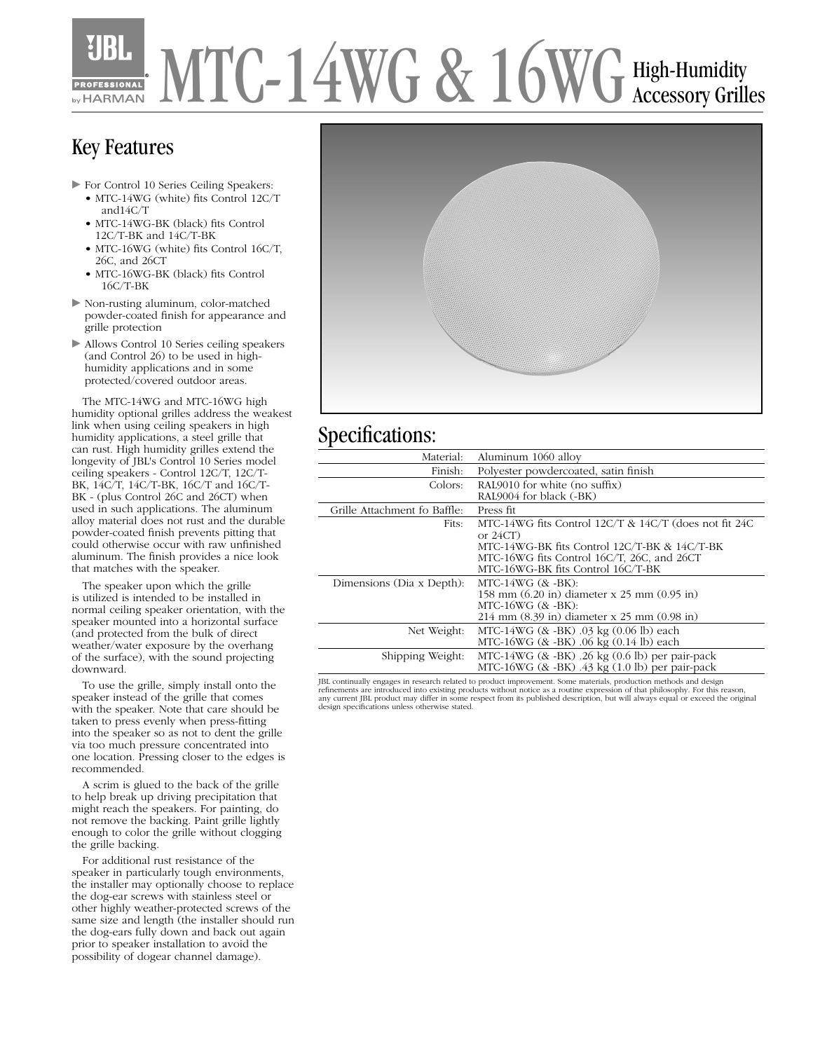# MTC-14WG & 16WG High-Humidity Accessory Grilles

## Key Features

- For Control 10 Series Ceiling Speakers:
  - MTC-14WG (white) fits Control 12C/T and14C/T
  - MTC-14WG-BK (black) fits Control 12C/T-BK and 14C/T-BK
  - MTC-16WG (white) fits Control 16C/T, 26C, and 26CT
  - MTC-16WG-BK (black) fits Control 16C/T-BK
- Non-rusting aluminum, color-matched powder-coated finish for appearance and grille protection
- Allows Control 10 Series ceiling speakers (and Control 26) to be used in high-humidity applications and in some protected/covered outdoor areas.

The MTC-14WG and MTC-16WG high humidity optional grilles address the weakest link when using ceiling speakers in high humidity applications, a steel grille that can rust. High humidity grilles extend the longevity of JBL's Control 10 Series model ceiling speakers - Control 12C/T, 12C/T-BK, 14C/T, 14C/T-BK, 16C/T and 16C/T-BK - (plus Control 26C and 26CT) when used in such applications. The aluminum alloy material does not rust and the durable powder-coated finish prevents pitting that could otherwise occur with raw unfinished aluminum. The finish provides a nice look that matches with the speaker.

The speaker upon which the grille is utilized is intended to be installed in normal ceiling speaker orientation, with the speaker mounted into a horizontal surface (and protected from the bulk of direct weather/water exposure by the overhang of the surface), with the sound projecting downward.

To use the grille, simply install onto the speaker instead of the grille that comes with the speaker. Note that care should be taken to press evenly when press-fitting into the speaker so as not to dent the grille via too much pressure concentrated into one location. Pressing closer to the edges is recommended.

A scrim is glued to the back of the grille to help break up driving precipitation that might reach the speakers. For painting, do not remove the backing. Paint grille lightly enough to color the grille without clogging the grille backing.

For additional rust resistance of the speaker in particularly tough environments, the installer may optionally choose to replace the dog-ear screws with stainless steel or other highly weather-protected screws of the same size and length (the installer should run the dog-ears fully down and back out again prior to speaker installation to avoid the possibility of dogear channel damage).

## Specifications:

| | |
|---|---|
| Material: | Aluminum 1060 alloy |
| Finish: | Polyester powdercoated, satin finish |
| Colors: | RAL9010 for white (no suffix)<br>RAL9004 for black (-BK) |
| Grille Attachment fo Baffle: | Press fit |
| Fits: | MTC-14WG fits Control 12C/T & 14C/T (does not fit 24C or 24CT)<br>MTC-14WG-BK fits Control 12C/T-BK & 14C/T-BK<br>MTC-16WG fits Control 16C/T, 26C, and 26CT<br>MTC-16WG-BK fits Control 16C/T-BK |
| Dimensions (Dia x Depth): | MTC-14WG (& -BK):<br>158 mm (6.20 in) diameter x 25 mm (0.95 in)<br>MTC-16WG (& -BK):<br>214 mm (8.39 in) diameter x 25 mm (0.98 in) |
| Net Weight: | MTC-14WG (& -BK) .03 kg (0.06 lb) each<br>MTC-16WG (& -BK) .06 kg (0.14 lb) each |
| Shipping Weight: | MTC-14WG (& -BK) .26 kg (0.6 lb) per pair-pack<br>MTC-16WG (& -BK) .43 kg (1.0 lb) per pair-pack |

JBL continually engages in research related to product improvement. Some materials, production methods and design refinements are introduced into existing products without notice as a routine expression of that philosophy. For this reason, any current JBL product may differ in some respect from its published description, but will always equal or exceed the original design specifications unless otherwise stated.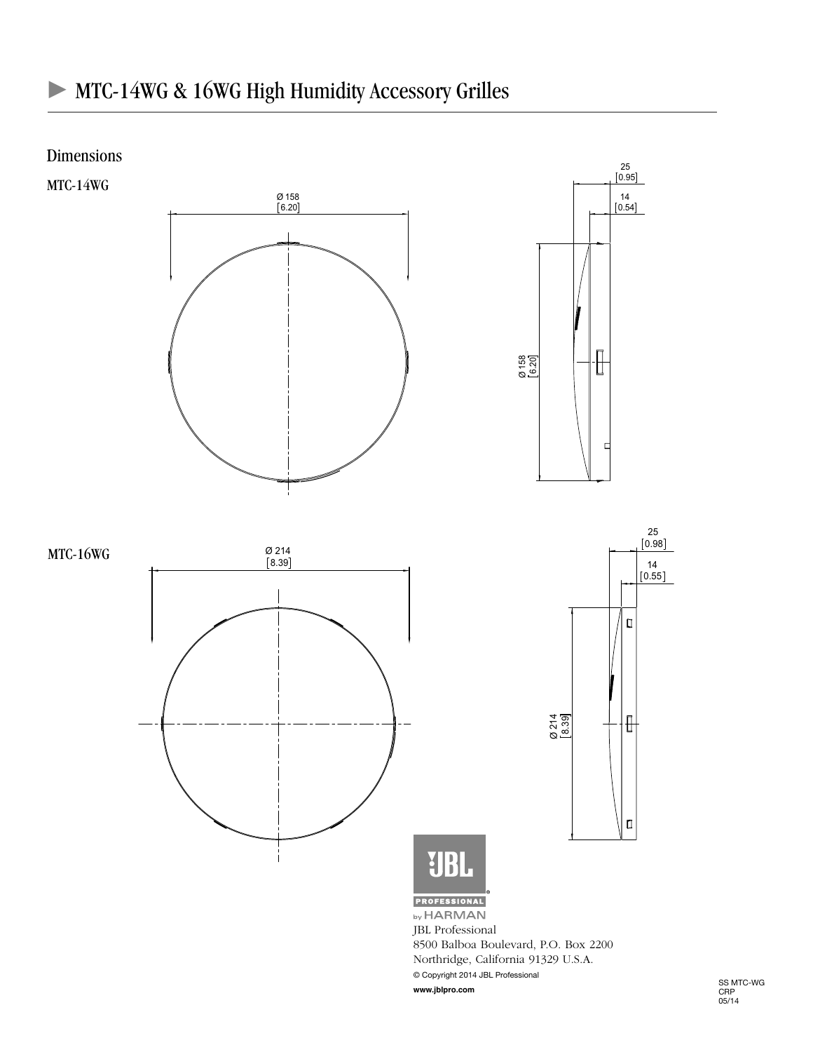# ► MTC-14WG & 16WG High Humidity Accessory Grilles

## Dimensions

### MTC-14WG

Ø 158
[6.20]

25
[0.95]

14
[0.54]

Ø 158
[6.20]

### MTC-16WG

Ø 214
[8.39]

25
[0.98]

14
[0.55]

Ø 214
[8.39]

JBL PROFESSIONAL
by HARMAN

JBL Professional
8500 Balboa Boulevard, P.O. Box 2200
Northridge, California 91329 U.S.A.

© Copyright 2014 JBL Professional

**www.jblpro.com**

SS MTC-WG
CRP
05/14